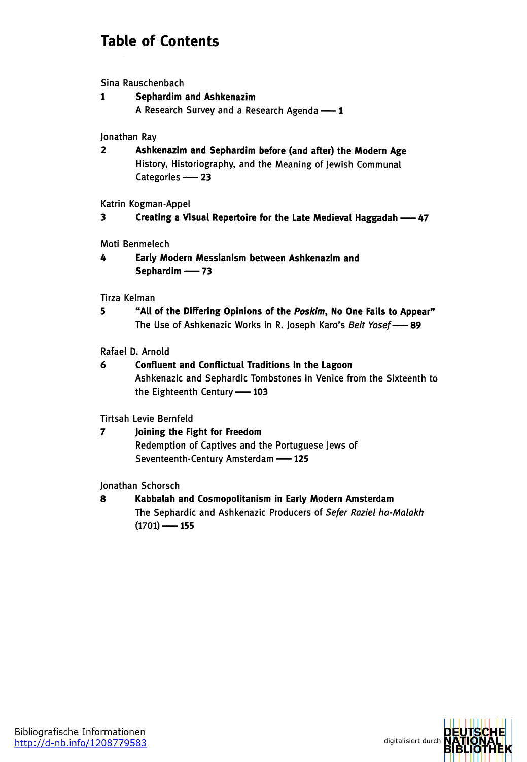# Table of Contents

Sina Rauschenbach

1 **Sephardim and Ashkenazim**
A Research Survey and a Research Agenda — **1**

Jonathan Ray

2 **Ashkenazim and Sephardim before (and after) the Modern Age**
History, Historiography, and the Meaning of Jewish Communal Categories — **23**

Katrin Kogman-Appel

3 **Creating a Visual Repertoire for the Late Medieval Haggadah** — **47**

Moti Benmelech

4 **Early Modern Messianism between Ashkenazim and Sephardim** — **73**

Tirza Kelman

5 **"All of the Differing Opinions of the *Poskim*, No One Fails to Appear"**
The Use of Ashkenazic Works in R. Joseph Karo's *Beit Yosef* — **89**

Rafael D. Arnold

6 **Confluent and Conflictual Traditions in the Lagoon**
Ashkenazic and Sephardic Tombstones in Venice from the Sixteenth to the Eighteenth Century — **103**

Tirtsah Levie Bernfeld

7 **Joining the Fight for Freedom**
Redemption of Captives and the Portuguese Jews of Seventeenth-Century Amsterdam — **125**

Jonathan Schorsch

8 **Kabbalah and Cosmopolitanism in Early Modern Amsterdam**
The Sephardic and Ashkenazic Producers of *Sefer Raziel ha-Malakh* (1701) — **155**

Bibliografische Informationen
http://d-nb.info/1208779583

digitalisiert durch DEUTSCHE NATIONAL BIBLIOTHEK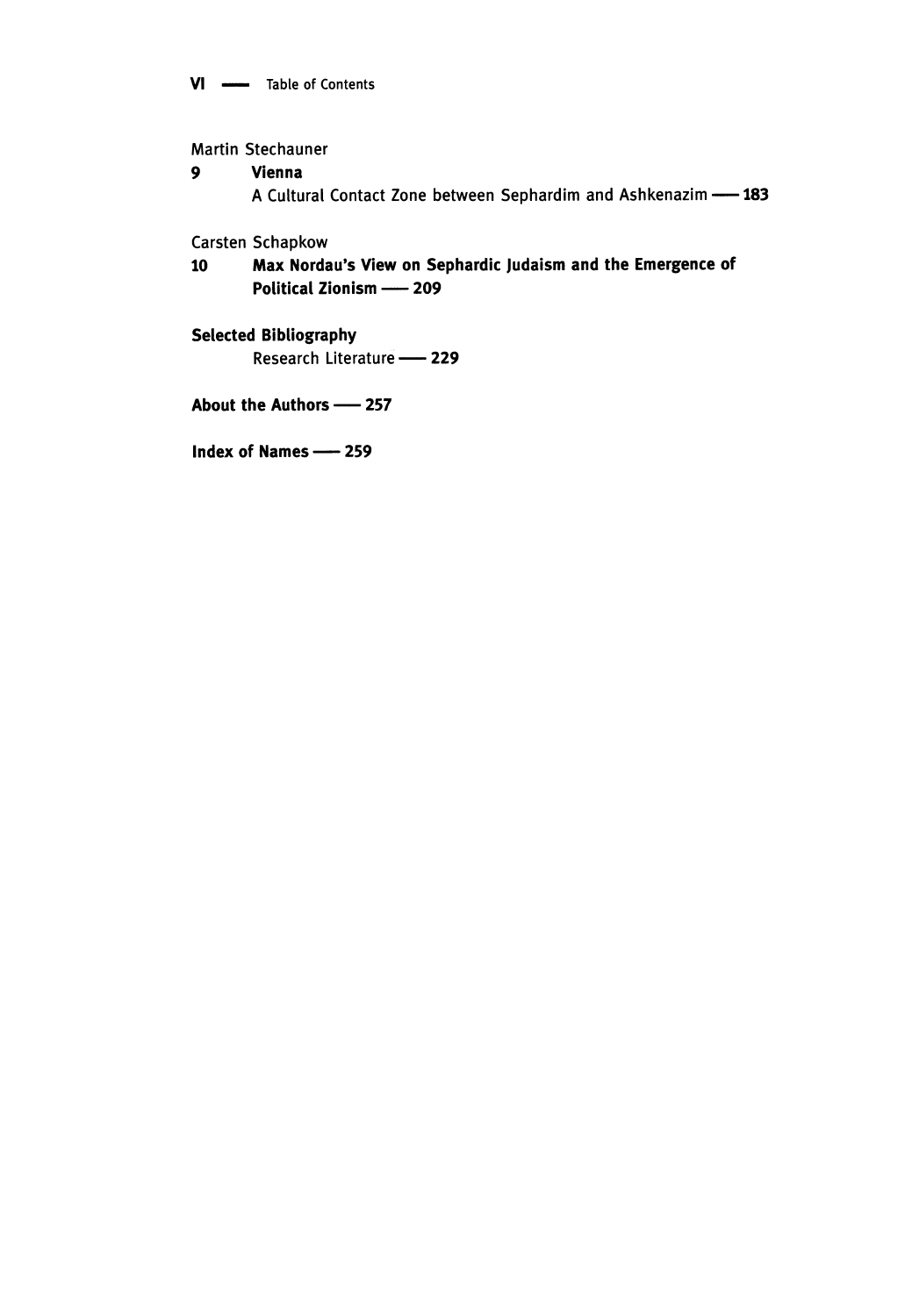Martin Stechauner

**9 Vienna**
A Cultural Contact Zone between Sephardim and Ashkenazim — **183**

Carsten Schapkow

**10 Max Nordau's View on Sephardic Judaism and the Emergence of Political Zionism — 209**

**Selected Bibliography**
Research Literature — **229**

**About the Authors — 257**

**Index of Names — 259**